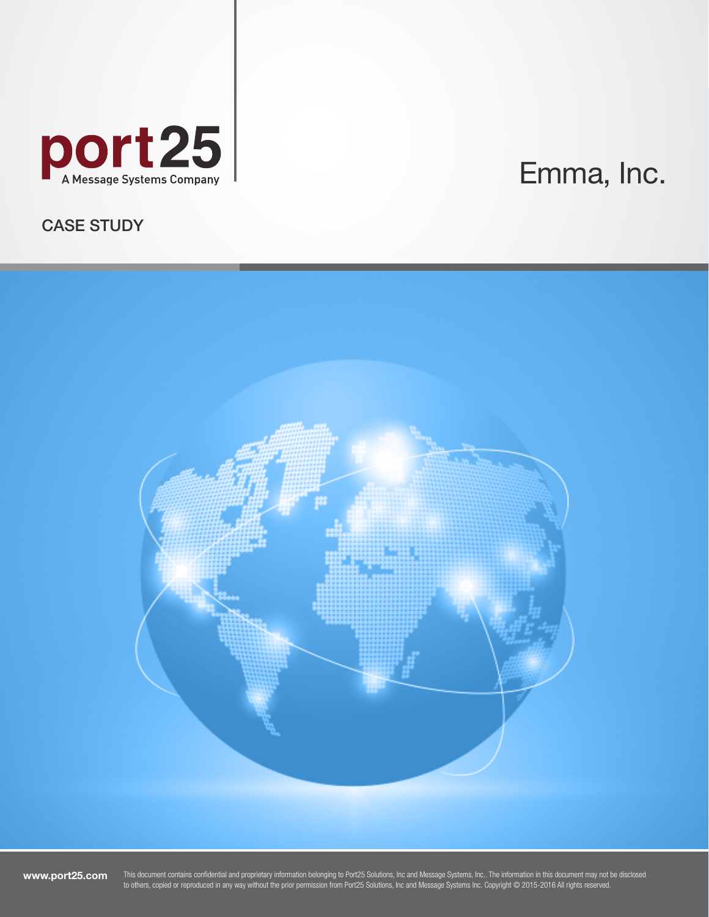port25
A Message Systems Company

# Emma, Inc.

## CASE STUDY

**www.port25.com**

This document contains confidential and proprietary information belonging to Port25 Solutions, Inc and Message Systems, Inc.. The information in this document may not be disclosed to others, copied or reproduced in any way without the prior permission from Port25 Solutions, Inc and Message Systems Inc. Copyright © 2015-2016 All rights reserved.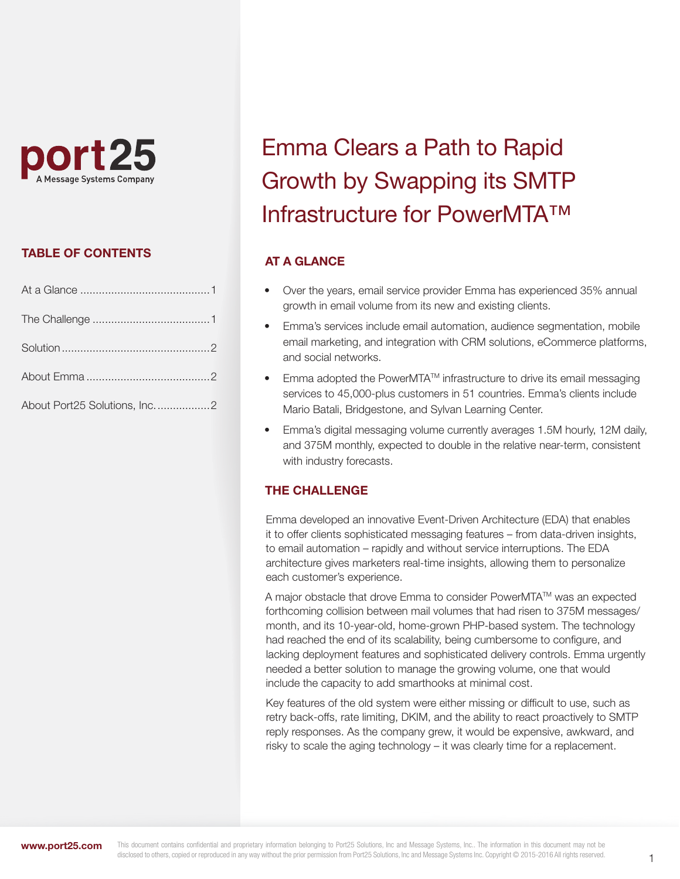port25
A Message Systems Company

# Emma Clears a Path to Rapid Growth by Swapping its SMTP Infrastructure for PowerMTA™

## TABLE OF CONTENTS

- At a Glance ........................................ 1
- The Challenge ..................................... 1
- Solution ............................................... 2
- About Emma ........................................ 2
- About Port25 Solutions, Inc. ................. 2

## AT A GLANCE

- Over the years, email service provider Emma has experienced 35% annual growth in email volume from its new and existing clients.
- Emma's services include email automation, audience segmentation, mobile email marketing, and integration with CRM solutions, eCommerce platforms, and social networks.
- Emma adopted the PowerMTA™ infrastructure to drive its email messaging services to 45,000-plus customers in 51 countries. Emma's clients include Mario Batali, Bridgestone, and Sylvan Learning Center.
- Emma's digital messaging volume currently averages 1.5M hourly, 12M daily, and 375M monthly, expected to double in the relative near-term, consistent with industry forecasts.

## THE CHALLENGE

Emma developed an innovative Event-Driven Architecture (EDA) that enables it to offer clients sophisticated messaging features – from data-driven insights, to email automation – rapidly and without service interruptions. The EDA architecture gives marketers real-time insights, allowing them to personalize each customer's experience.

A major obstacle that drove Emma to consider PowerMTA™ was an expected forthcoming collision between mail volumes that had risen to 375M messages/month, and its 10-year-old, home-grown PHP-based system. The technology had reached the end of its scalability, being cumbersome to configure, and lacking deployment features and sophisticated delivery controls. Emma urgently needed a better solution to manage the growing volume, one that would include the capacity to add smarthooks at minimal cost.

Key features of the old system were either missing or difficult to use, such as retry back-offs, rate limiting, DKIM, and the ability to react proactively to SMTP reply responses. As the company grew, it would be expensive, awkward, and risky to scale the aging technology – it was clearly time for a replacement.

www.port25.com

This document contains confidential and proprietary information belonging to Port25 Solutions, Inc and Message Systems, Inc.. The information in this document may not be disclosed to others, copied or reproduced in any way without the prior permission from Port25 Solutions, Inc and Message Systems Inc. Copyright © 2015-2016 All rights reserved.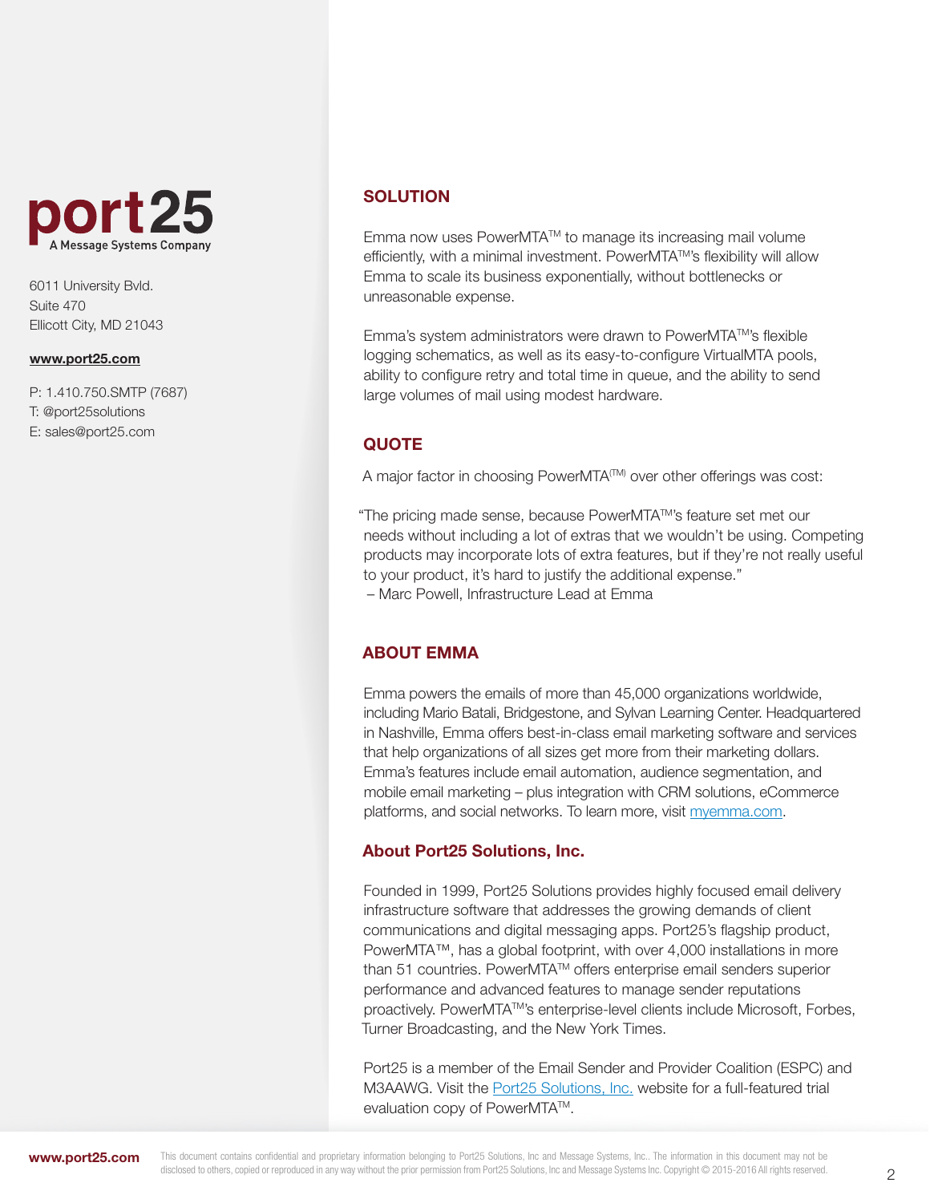port25
A Message Systems Company

6011 University Bvld.
Suite 470
Ellicott City, MD 21043

**www.port25.com**

P: 1.410.750.SMTP (7687)
T: @port25solutions
E: sales@port25.com

## SOLUTION

Emma now uses PowerMTA™ to manage its increasing mail volume efficiently, with a minimal investment. PowerMTA™'s flexibility will allow Emma to scale its business exponentially, without bottlenecks or unreasonable expense.

Emma's system administrators were drawn to PowerMTA™'s flexible logging schematics, as well as its easy-to-configure VirtualMTA pools, ability to configure retry and total time in queue, and the ability to send large volumes of mail using modest hardware.

## QUOTE

A major factor in choosing PowerMTA(TM) over other offerings was cost:

"The pricing made sense, because PowerMTA™'s feature set met our needs without including a lot of extras that we wouldn't be using. Competing products may incorporate lots of extra features, but if they're not really useful to your product, it's hard to justify the additional expense."
– Marc Powell, Infrastructure Lead at Emma

## ABOUT EMMA

Emma powers the emails of more than 45,000 organizations worldwide, including Mario Batali, Bridgestone, and Sylvan Learning Center. Headquartered in Nashville, Emma offers best-in-class email marketing software and services that help organizations of all sizes get more from their marketing dollars. Emma's features include email automation, audience segmentation, and mobile email marketing – plus integration with CRM solutions, eCommerce platforms, and social networks. To learn more, visit myemma.com.

## About Port25 Solutions, Inc.

Founded in 1999, Port25 Solutions provides highly focused email delivery infrastructure software that addresses the growing demands of client communications and digital messaging apps. Port25's flagship product, PowerMTA™, has a global footprint, with over 4,000 installations in more than 51 countries. PowerMTA™ offers enterprise email senders superior performance and advanced features to manage sender reputations proactively. PowerMTA™'s enterprise-level clients include Microsoft, Forbes, Turner Broadcasting, and the New York Times.

Port25 is a member of the Email Sender and Provider Coalition (ESPC) and M3AAWG. Visit the Port25 Solutions, Inc. website for a full-featured trial evaluation copy of PowerMTA™.

This document contains confidential and proprietary information belonging to Port25 Solutions, Inc and Message Systems, Inc.. The information in this document may not be disclosed to others, copied or reproduced in any way without the prior permission from Port25 Solutions, Inc and Message Systems Inc. Copyright © 2015-2016 All rights reserved.